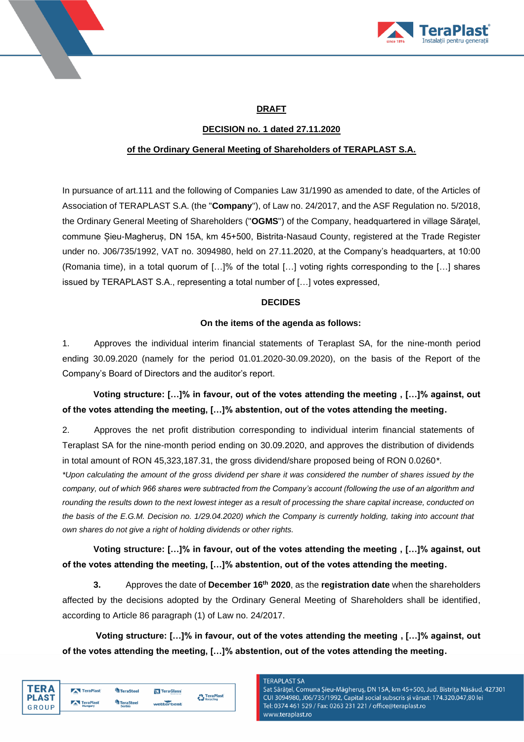**DRAFT**

**DECISION no. 1 dated 27.11.2020**

**of the Ordinary General Meeting of Shareholders of TERAPLAST S.A.**

In pursuance of art.111 and the following of Companies Law 31/1990 as amended to date, of the Articles of Association of TERAPLAST S.A. (the "**Company**"), of Law no. 24/2017, and the ASF Regulation no. 5/2018, the Ordinary General Meeting of Shareholders ("**OGMS**") of the Company, headquartered in village Săraţel, commune Șieu-Magheruș, DN 15A, km 45+500, Bistrita-Nasaud County, registered at the Trade Register under no. J06/735/1992, VAT no. 3094980, held on 27.11.2020, at the Company's headquarters, at 10:00 (Romania time), in a total quorum of […]% of the total […] voting rights corresponding to the […] shares issued by TERAPLAST S.A., representing a total number of […] votes expressed,

**DECIDES**

**On the items of the agenda as follows:**

1. Approves the individual interim financial statements of Teraplast SA, for the nine-month period ending 30.09.2020 (namely for the period 01.01.2020-30.09.2020), on the basis of the Report of the Company's Board of Directors and the auditor's report.

**Voting structure: […]% in favour, out of the votes attending the meeting , […]% against, out of the votes attending the meeting, […]% abstention, out of the votes attending the meeting.**

2. Approves the net profit distribution corresponding to individual interim financial statements of Teraplast SA for the nine-month period ending on 30.09.2020, and approves the distribution of dividends in total amount of RON 45,323,187.31, the gross dividend/share proposed being of RON 0.0260*.

*\*Upon calculating the amount of the gross dividend per share it was considered the number of shares issued by the company, out of which 966 shares were subtracted from the Company's account (following the use of an algorithm and rounding the results down to the next lowest integer as a result of processing the share capital increase, conducted on the basis of the E.G.M. Decision no. 1/29.04.2020) which the Company is currently holding, taking into account that own shares do not give a right of holding dividends or other rights.*

**Voting structure: […]% in favour, out of the votes attending the meeting , […]% against, out of the votes attending the meeting, […]% abstention, out of the votes attending the meeting.**

**3.** Approves the date of **December 16th 2020**, as the **registration date** when the shareholders affected by the decisions adopted by the Ordinary General Meeting of Shareholders shall be identified, according to Article 86 paragraph (1) of Law no. 24/2017.

**Voting structure: […]% in favour, out of the votes attending the meeting , […]% against, out of the votes attending the meeting, […]% abstention, out of the votes attending the meeting.**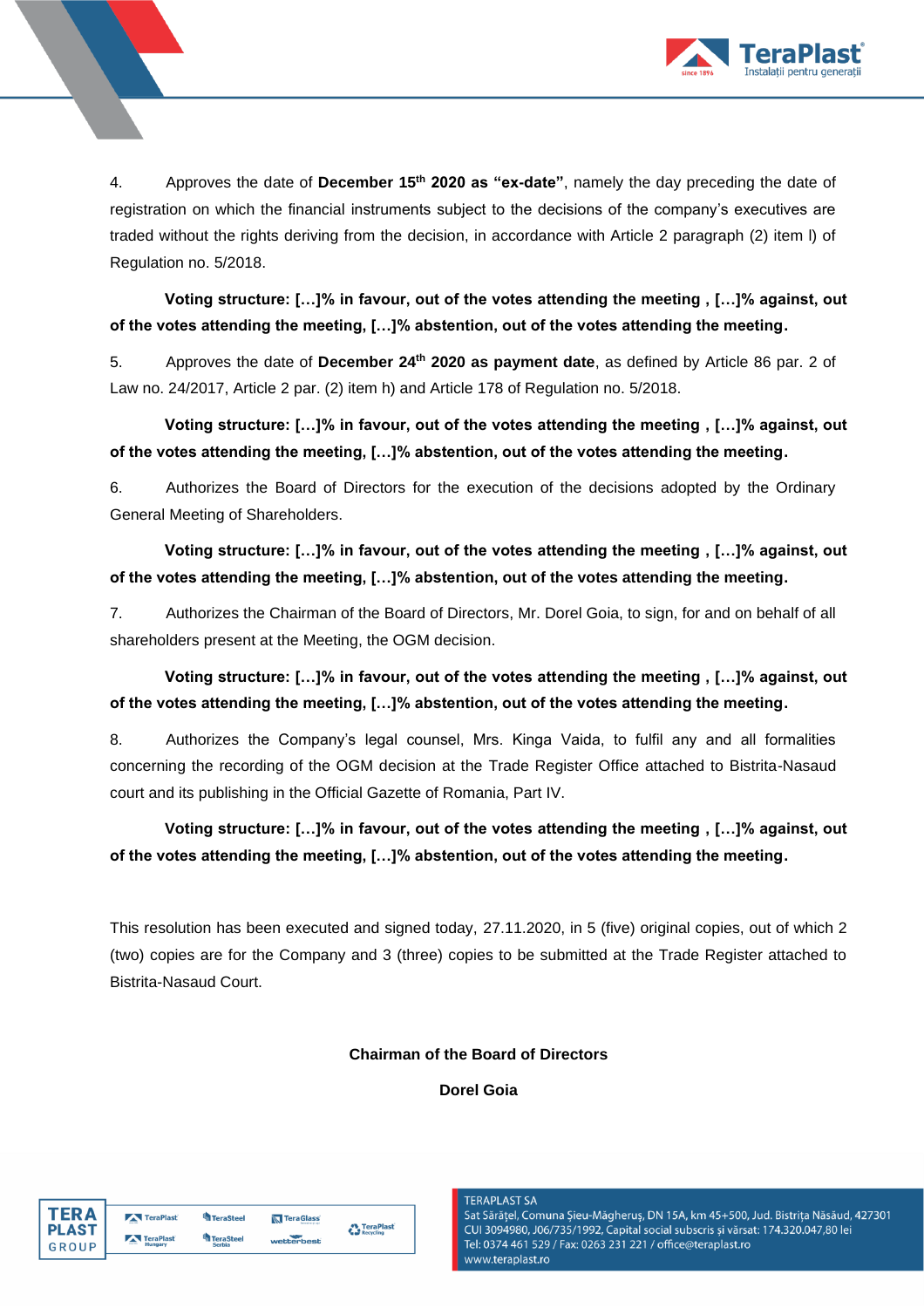4. Approves the date of **December 15th 2020 as "ex-date"**, namely the day preceding the date of registration on which the financial instruments subject to the decisions of the company's executives are traded without the rights deriving from the decision, in accordance with Article 2 paragraph (2) item l) of Regulation no. 5/2018.

**Voting structure: […]% in favour, out of the votes attending the meeting , […]% against, out of the votes attending the meeting, […]% abstention, out of the votes attending the meeting.**

5. Approves the date of **December 24th 2020 as payment date**, as defined by Article 86 par. 2 of Law no. 24/2017, Article 2 par. (2) item h) and Article 178 of Regulation no. 5/2018.

**Voting structure: […]% in favour, out of the votes attending the meeting , […]% against, out of the votes attending the meeting, […]% abstention, out of the votes attending the meeting.**

6. Authorizes the Board of Directors for the execution of the decisions adopted by the Ordinary General Meeting of Shareholders.

**Voting structure: […]% in favour, out of the votes attending the meeting , […]% against, out of the votes attending the meeting, […]% abstention, out of the votes attending the meeting.**

7. Authorizes the Chairman of the Board of Directors, Mr. Dorel Goia, to sign, for and on behalf of all shareholders present at the Meeting, the OGM decision.

**Voting structure: […]% in favour, out of the votes attending the meeting , […]% against, out of the votes attending the meeting, […]% abstention, out of the votes attending the meeting.**

8. Authorizes the Company's legal counsel, Mrs. Kinga Vaida, to fulfil any and all formalities concerning the recording of the OGM decision at the Trade Register Office attached to Bistrita-Nasaud court and its publishing in the Official Gazette of Romania, Part IV.

**Voting structure: […]% in favour, out of the votes attending the meeting , […]% against, out of the votes attending the meeting, […]% abstention, out of the votes attending the meeting.**

This resolution has been executed and signed today, 27.11.2020, in 5 (five) original copies, out of which 2 (two) copies are for the Company and 3 (three) copies to be submitted at the Trade Register attached to Bistrita-Nasaud Court.

**Chairman of the Board of Directors**

**Dorel Goia**